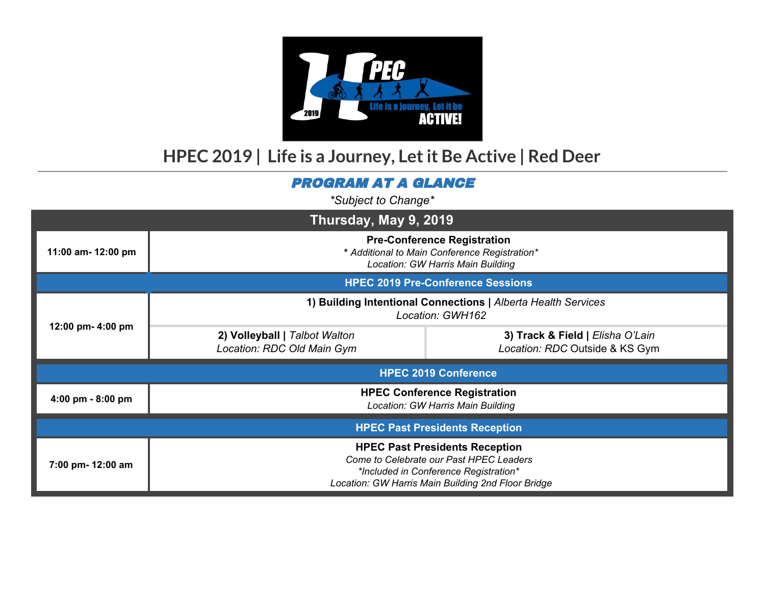# HPEC 2019 | Life is a Journey, Let it Be Active | Red Deer

## *PROGRAM AT A GLANCE*

*\*Subject to Change\**

| Thursday, May 9, 2019 | | |
|---|---|---|
| **11:00 am- 12:00 pm** | **Pre-Conference Registration**<br>*\* Additional to Main Conference Registration\**<br>*Location: GW Harris Main Building* | |
| **HPEC 2019 Pre-Conference Sessions** | | |
| **12:00 pm- 4:00 pm** | **1) Building Intentional Connections \|** *Alberta Health Services*<br>*Location: GWH162* | |
| | **2) Volleyball \|** *Talbot Walton*<br>*Location: RDC Old Main Gym* | **3) Track & Field \|** *Elisha O'Lain*<br>*Location: RDC* Outside & KS Gym |
| **HPEC 2019 Conference** | | |
| **4:00 pm - 8:00 pm** | **HPEC Conference Registration**<br>*Location: GW Harris Main Building* | |
| **HPEC Past Presidents Reception** | | |
| **7:00 pm- 12:00 am** | **HPEC Past Presidents Reception**<br>*Come to Celebrate our Past HPEC Leaders*<br>*\*Included in Conference Registration\**<br>*Location: GW Harris Main Building 2nd Floor Bridge* | |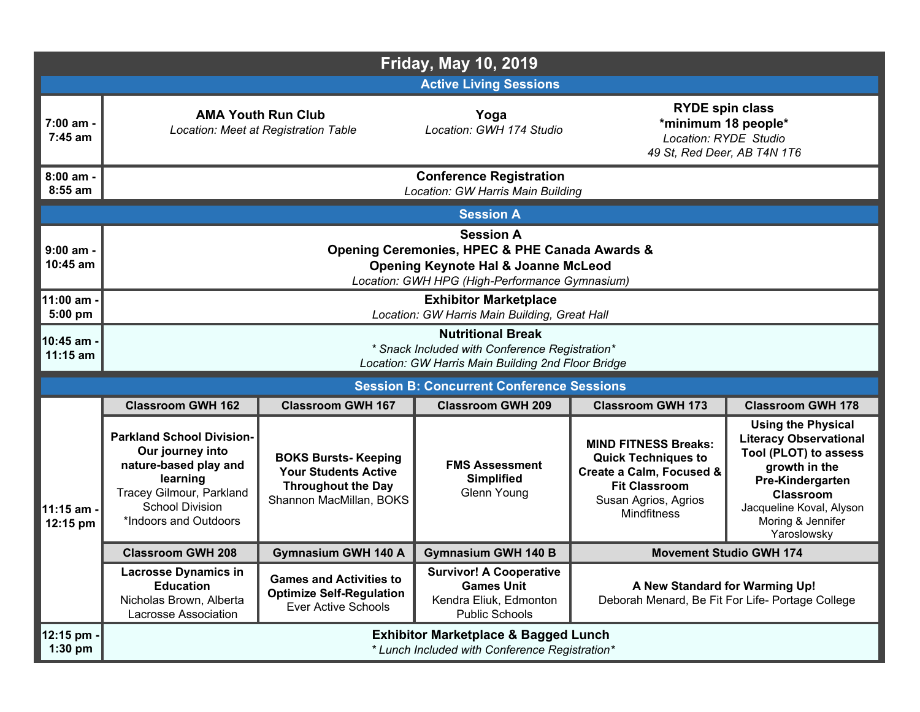# Friday, May 10, 2019

## Active Living Sessions

| Time | | | |
|---|---|---|---|
| 7:00 am - 7:45 am | **AMA Youth Run Club**<br>*Location: Meet at Registration Table* | **Yoga**<br>*Location: GWH 174 Studio* | **RYDE spin class**<br>**\*minimum 18 people\***<br>*Location: RYDE Studio*<br>*49 St, Red Deer, AB T4N 1T6* |
| 8:00 am - 8:55 am | **Conference Registration**<br>*Location: GW Harris Main Building* | | |

## Session A

| Time | |
|---|---|
| 9:00 am - 10:45 am | **Session A**<br>**Opening Ceremonies, HPEC & PHE Canada Awards &**<br>**Opening Keynote Hal & Joanne McLeod**<br>*Location: GWH HPG (High-Performance Gymnasium)* |
| 11:00 am - 5:00 pm | **Exhibitor Marketplace**<br>*Location: GW Harris Main Building, Great Hall* |
| 10:45 am - 11:15 am | **Nutritional Break**<br>*\* Snack Included with Conference Registration\**<br>*Location: GW Harris Main Building 2nd Floor Bridge* |

## Session B: Concurrent Conference Sessions

| Time | Classroom GWH 162 | Classroom GWH 167 | Classroom GWH 209 | Classroom GWH 173 | Classroom GWH 178 |
|---|---|---|---|---|---|
| 11:15 am - 12:15 pm | **Parkland School Division- Our journey into nature-based play and learning**<br>Tracey Gilmour, Parkland School Division<br>\*Indoors and Outdoors | **BOKS Bursts- Keeping Your Students Active Throughout the Day**<br>Shannon MacMillan, BOKS | **FMS Assessment Simplified**<br>Glenn Young | **MIND FITNESS Breaks: Quick Techniques to Create a Calm, Focused & Fit Classroom**<br>Susan Agrios, Agrios Mindfitness | **Using the Physical Literacy Observational Tool (PLOT) to assess growth in the Pre-Kindergarten Classroom**<br>Jacqueline Koval, Alyson Moring & Jennifer Yaroslowsky |
| | **Classroom GWH 208** | **Gymnasium GWH 140 A** | **Gymnasium GWH 140 B** | **Movement Studio GWH 174** | |
| | **Lacrosse Dynamics in Education**<br>Nicholas Brown, Alberta Lacrosse Association | **Games and Activities to Optimize Self-Regulation**<br>Ever Active Schools | **Survivor! A Cooperative Games Unit**<br>Kendra Eliuk, Edmonton Public Schools | **A New Standard for Warming Up!**<br>Deborah Menard, Be Fit For Life- Portage College | |
| 12:15 pm - 1:30 pm | **Exhibitor Marketplace & Bagged Lunch**<br>*\* Lunch Included with Conference Registration\** | | | | |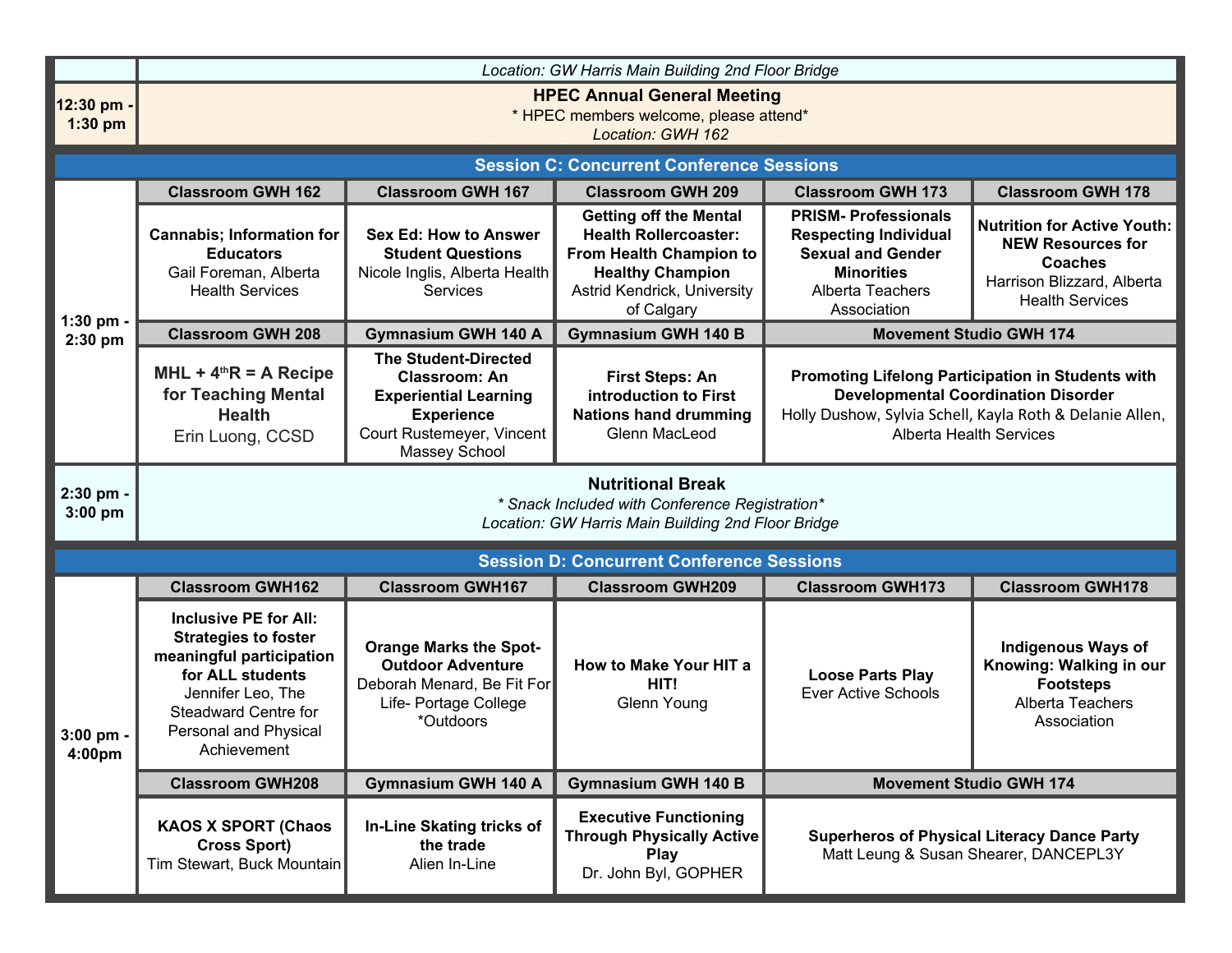| | |
|---|---|
| | *Location: GW Harris Main Building 2nd Floor Bridge* |
| **12:30 pm - 1:30 pm** | **HPEC Annual General Meeting**<br>* HPEC members welcome, please attend*<br>*Location: GWH 162* |

## Session C: Concurrent Conference Sessions

| Time | Classroom GWH 162 | Classroom GWH 167 | Classroom GWH 209 | Classroom GWH 173 | Classroom GWH 178 |
|---|---|---|---|---|---|
| **1:30 pm - 2:30 pm** | **Cannabis; Information for Educators**<br>Gail Foreman, Alberta Health Services | **Sex Ed: How to Answer Student Questions**<br>Nicole Inglis, Alberta Health Services | **Getting off the Mental Health Rollercoaster: From Health Champion to Healthy Champion**<br>Astrid Kendrick, University of Calgary | **PRISM- Professionals Respecting Individual Sexual and Gender Minorities**<br>Alberta Teachers Association | **Nutrition for Active Youth: NEW Resources for Coaches**<br>Harrison Blizzard, Alberta Health Services |
| | **Classroom GWH 208** | **Gymnasium GWH 140 A** | **Gymnasium GWH 140 B** | **Movement Studio GWH 174** | |
| | **MHL + 4thR = A Recipe for Teaching Mental Health**<br>Erin Luong, CCSD | **The Student-Directed Classroom: An Experiential Learning Experience**<br>Court Rustemeyer, Vincent Massey School | **First Steps: An introduction to First Nations hand drumming**<br>Glenn MacLeod | **Promoting Lifelong Participation in Students with Developmental Coordination Disorder**<br>Holly Dushow, Sylvia Schell, Kayla Roth & Delanie Allen, Alberta Health Services | |

| | |
|---|---|
| **2:30 pm - 3:00 pm** | **Nutritional Break**<br>* *Snack Included with Conference Registration**<br>*Location: GW Harris Main Building 2nd Floor Bridge* |

## Session D: Concurrent Conference Sessions

| Time | Classroom GWH162 | Classroom GWH167 | Classroom GWH209 | Classroom GWH173 | Classroom GWH178 |
|---|---|---|---|---|---|
| **3:00 pm - 4:00pm** | **Inclusive PE for All: Strategies to foster meaningful participation for ALL students**<br>Jennifer Leo, The Steadward Centre for Personal and Physical Achievement | **Orange Marks the Spot- Outdoor Adventure**<br>Deborah Menard, Be Fit For Life- Portage College<br>*Outdoors | **How to Make Your HIT a HIT!**<br>Glenn Young | **Loose Parts Play**<br>Ever Active Schools | **Indigenous Ways of Knowing: Walking in our Footsteps**<br>Alberta Teachers Association |
| | **Classroom GWH208** | **Gymnasium GWH 140 A** | **Gymnasium GWH 140 B** | **Movement Studio GWH 174** | |
| | **KAOS X SPORT (Chaos Cross Sport)**<br>Tim Stewart, Buck Mountain | **In-Line Skating tricks of the trade**<br>Alien In-Line | **Executive Functioning Through Physically Active Play**<br>Dr. John Byl, GOPHER | **Superheros of Physical Literacy Dance Party**<br>Matt Leung & Susan Shearer, DANCEPL3Y | |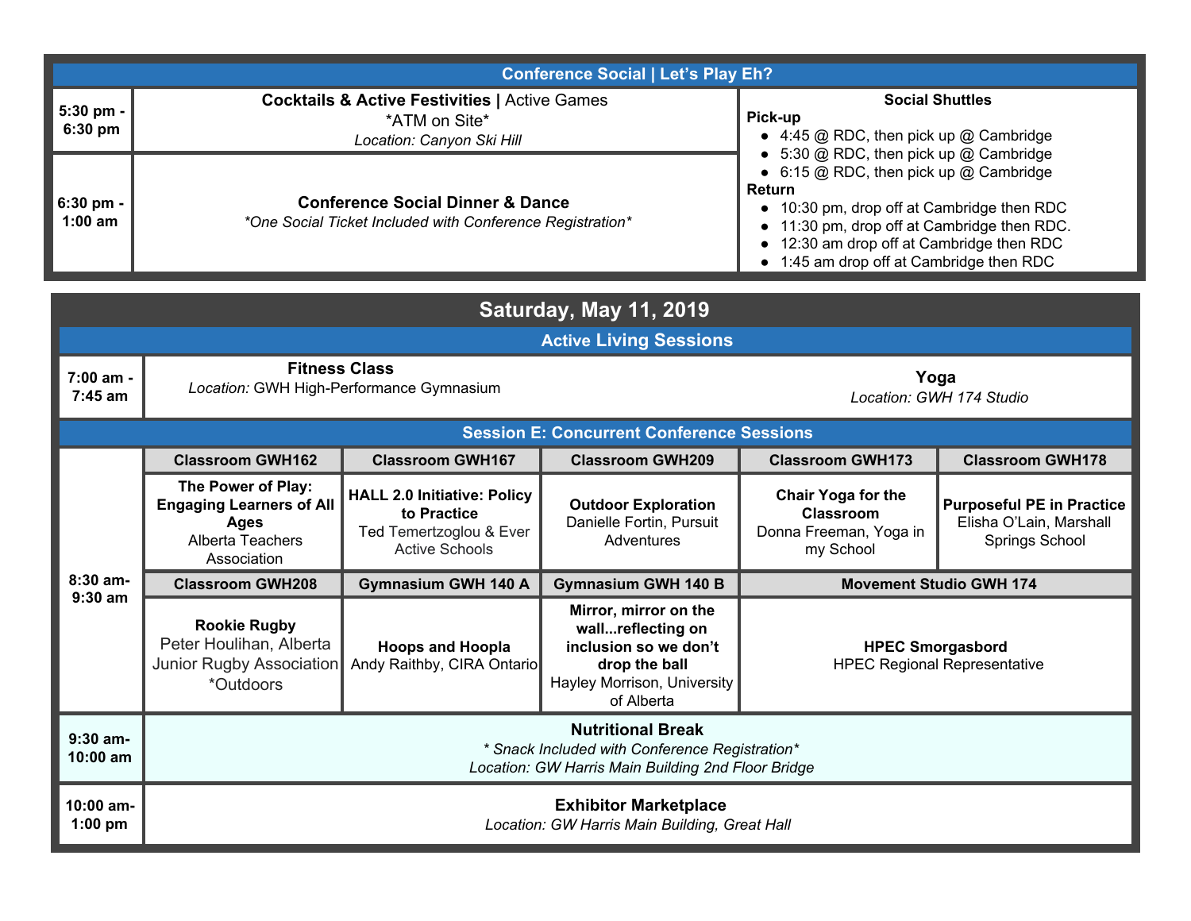## Conference Social | Let's Play Eh?

| Time | Event | Social Shuttles |
| --- | --- | --- |
| 5:30 pm - 6:30 pm | **Cocktails & Active Festivities** \| Active Games<br>*ATM on Site*<br>*Location: Canyon Ski Hill* | **Social Shuttles**<br>**Pick-up**<br>• 4:45 @ RDC, then pick up @ Cambridge<br>• 5:30 @ RDC, then pick up @ Cambridge<br>• 6:15 @ RDC, then pick up @ Cambridge<br>**Return**<br>• 10:30 pm, drop off at Cambridge then RDC<br>• 11:30 pm, drop off at Cambridge then RDC.<br>• 12:30 am drop off at Cambridge then RDC<br>• 1:45 am drop off at Cambridge then RDC |
| 6:30 pm - 1:00 am | **Conference Social Dinner & Dance**<br>*\*One Social Ticket Included with Conference Registration\** | |

## Saturday, May 11, 2019

### Active Living Sessions

| Time | | |
| --- | --- | --- |
| 7:00 am - 7:45 am | **Fitness Class**<br>*Location:* GWH High-Performance Gymnasium | **Yoga**<br>*Location: GWH 174 Studio* |

### Session E: Concurrent Conference Sessions

| Time | | | | | |
| --- | --- | --- | --- | --- | --- |
| 8:30 am-9:30 am | **Classroom GWH162** | **Classroom GWH167** | **Classroom GWH209** | **Classroom GWH173** | **Classroom GWH178** |
| | **The Power of Play: Engaging Learners of All Ages**<br>Alberta Teachers Association | **HALL 2.0 Initiative: Policy to Practice**<br>Ted Temertzoglou & Ever Active Schools | **Outdoor Exploration**<br>Danielle Fortin, Pursuit Adventures | **Chair Yoga for the Classroom**<br>Donna Freeman, Yoga in my School | **Purposeful PE in Practice**<br>Elisha O'Lain, Marshall Springs School |
| | **Classroom GWH208** | **Gymnasium GWH 140 A** | **Gymnasium GWH 140 B** | **Movement Studio GWH 174** | |
| | **Rookie Rugby**<br>Peter Houlihan, Alberta Junior Rugby Association<br>*Outdoors | **Hoops and Hoopla**<br>Andy Raithby, CIRA Ontario | **Mirror, mirror on the wall...reflecting on inclusion so we don't drop the ball**<br>Hayley Morrison, University of Alberta | **HPEC Smorgasbord**<br>HPEC Regional Representative | |
| 9:30 am-10:00 am | **Nutritional Break**<br>*\* Snack Included with Conference Registration\**<br>*Location: GW Harris Main Building 2nd Floor Bridge* | | | | |
| 10:00 am-1:00 pm | **Exhibitor Marketplace**<br>*Location: GW Harris Main Building, Great Hall* | | | | |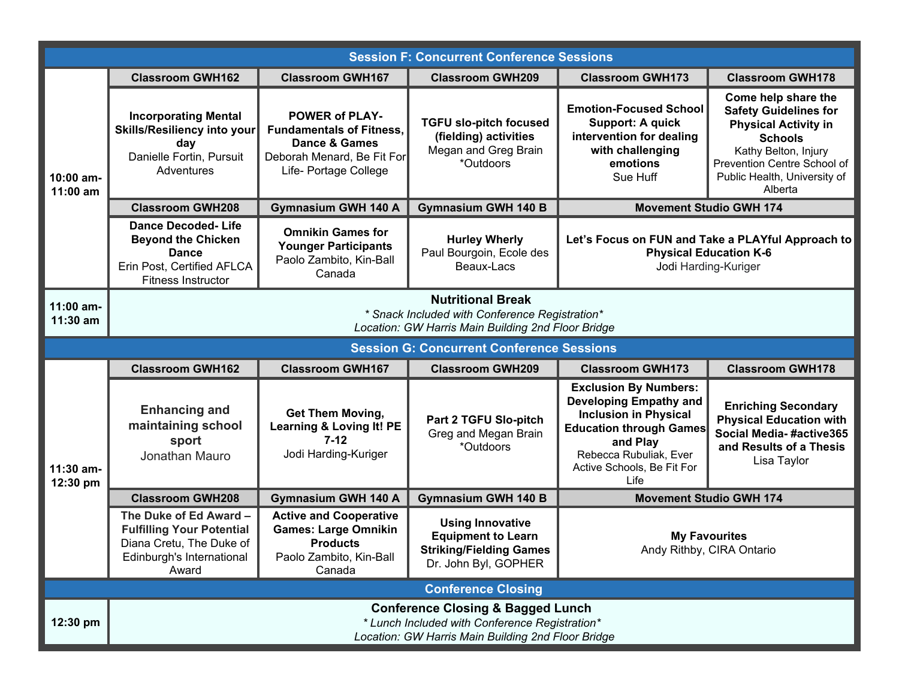## Session F: Concurrent Conference Sessions

**10:00 am-11:00 am**

| Classroom GWH162 | Classroom GWH167 | Classroom GWH209 | Classroom GWH173 | Classroom GWH178 |
|---|---|---|---|---|
| **Incorporating Mental Skills/Resiliency into your day** Danielle Fortin, Pursuit Adventures | **POWER of PLAY- Fundamentals of Fitness, Dance & Games** Deborah Menard, Be Fit For Life- Portage College | **TGFU slo-pitch focused (fielding) activities** Megan and Greg Brain *Outdoors | **Emotion-Focused School Support: A quick intervention for dealing with challenging emotions** Sue Huff | **Come help share the Safety Guidelines for Physical Activity in Schools** Kathy Belton, Injury Prevention Centre School of Public Health, University of Alberta |

| Classroom GWH208 | Gymnasium GWH 140 A | Gymnasium GWH 140 B | Movement Studio GWH 174 |
|---|---|---|---|
| **Dance Decoded- Life Beyond the Chicken Dance** Erin Post, Certified AFLCA Fitness Instructor | **Omnikin Games for Younger Participants** Paolo Zambito, Kin-Ball Canada | **Hurley Wherly** Paul Bourgoin, Ecole des Beaux-Lacs | **Let's Focus on FUN and Take a PLAYful Approach to Physical Education K-6** Jodi Harding-Kuriger |

**11:00 am-11:30 am**

**Nutritional Break**

*\* Snack Included with Conference Registration\**

*Location: GW Harris Main Building 2nd Floor Bridge*

## Session G: Concurrent Conference Sessions

**11:30 am-12:30 pm**

| Classroom GWH162 | Classroom GWH167 | Classroom GWH209 | Classroom GWH173 | Classroom GWH178 |
|---|---|---|---|---|
| **Enhancing and maintaining school sport** Jonathan Mauro | **Get Them Moving, Learning & Loving It! PE 7-12** Jodi Harding-Kuriger | **Part 2 TGFU Slo-pitch** Greg and Megan Brain *Outdoors | **Exclusion By Numbers: Developing Empathy and Inclusion in Physical Education through Games and Play** Rebecca Rubuliak, Ever Active Schools, Be Fit For Life | **Enriching Secondary Physical Education with Social Media- #active365 and Results of a Thesis** Lisa Taylor |

| Classroom GWH208 | Gymnasium GWH 140 A | Gymnasium GWH 140 B | Movement Studio GWH 174 |
|---|---|---|---|
| **The Duke of Ed Award – Fulfilling Your Potential** Diana Cretu, The Duke of Edinburgh's International Award | **Active and Cooperative Games: Large Omnikin Products** Paolo Zambito, Kin-Ball Canada | **Using Innovative Equipment to Learn Striking/Fielding Games** Dr. John Byl, GOPHER | **My Favourites** Andy Rithby, CIRA Ontario |

## Conference Closing

**12:30 pm**

**Conference Closing & Bagged Lunch**

*\* Lunch Included with Conference Registration\**

*Location: GW Harris Main Building 2nd Floor Bridge*